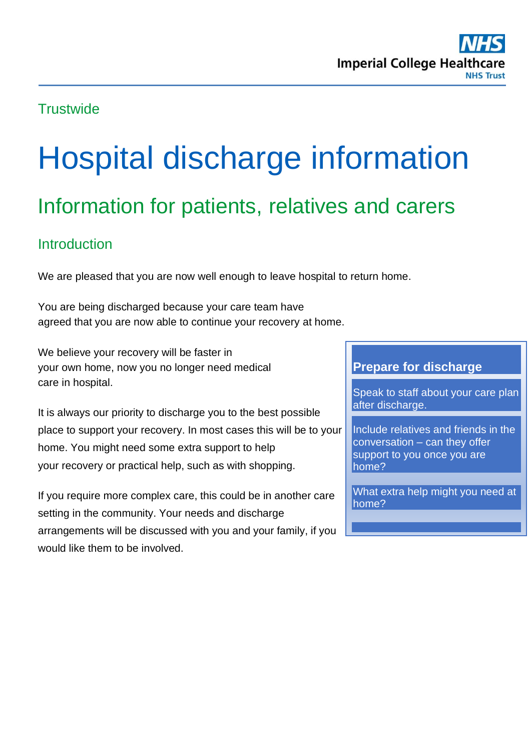Trustwide

# Hospital discharge information

## Information for patients, relatives and carers

### Introduction

We are pleased that you are now well enough to leave hospital to return home.

You are being discharged because your care team have agreed that you are now able to continue your recovery at home.

We believe your recovery will be faster in your own home, now you no longer need medical care in hospital.

It is always our priority to discharge you to the best possible place to support your recovery. In most cases this will be to your home. You might need some extra support to help your recovery or practical help, such as with shopping.

If you require more complex care, this could be in another care setting in the community. Your needs and discharge arrangements will be discussed with you and your family, if you would like them to be involved.

**Prepare for discharge**

- Speak to staff about your care plan after discharge.
- Include relatives and friends in the conversation – can they offer support to you once you are home?
- What extra help might you need at home?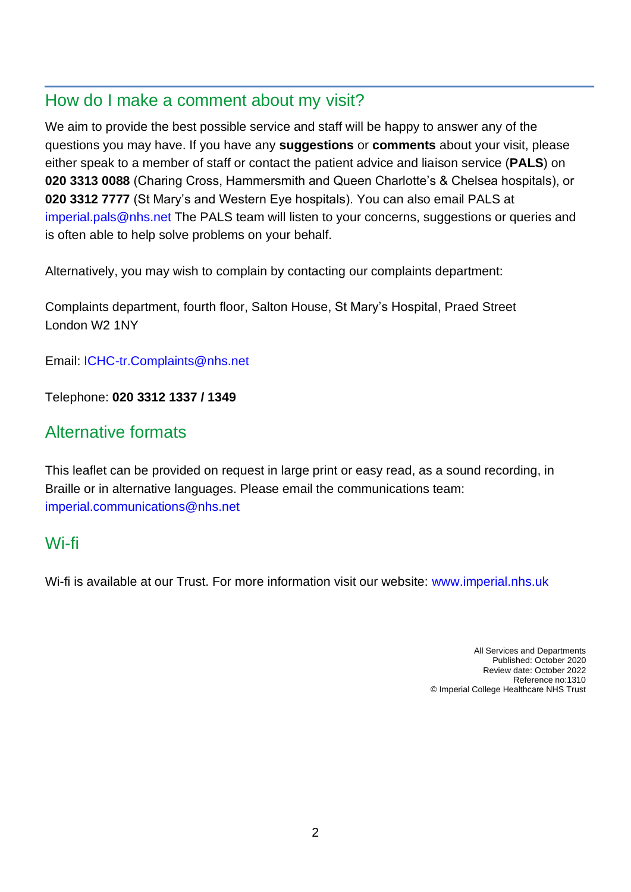## How do I make a comment about my visit?

We aim to provide the best possible service and staff will be happy to answer any of the questions you may have. If you have any **suggestions** or **comments** about your visit, please either speak to a member of staff or contact the patient advice and liaison service (**PALS**) on **020 3313 0088** (Charing Cross, Hammersmith and Queen Charlotte's & Chelsea hospitals), or **020 3312 7777** (St Mary's and Western Eye hospitals). You can also email PALS at imperial.pals@nhs.net The PALS team will listen to your concerns, suggestions or queries and is often able to help solve problems on your behalf.

Alternatively, you may wish to complain by contacting our complaints department:

Complaints department, fourth floor, Salton House, St Mary's Hospital, Praed Street
London W2 1NY

Email: ICHC-tr.Complaints@nhs.net

Telephone: **020 3312 1337 / 1349**

## Alternative formats

This leaflet can be provided on request in large print or easy read, as a sound recording, in Braille or in alternative languages. Please email the communications team: imperial.communications@nhs.net

## Wi-fi

Wi-fi is available at our Trust. For more information visit our website: www.imperial.nhs.uk

All Services and Departments
Published: October 2020
Review date: October 2022
Reference no:1310
© Imperial College Healthcare NHS Trust